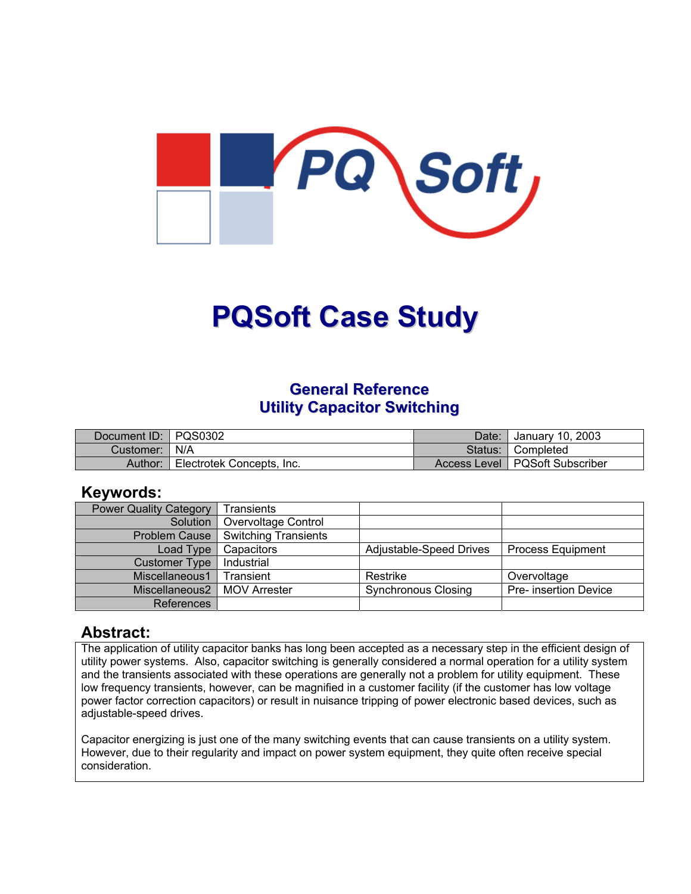# PQSoft Case Study

## General Reference
## Utility Capacitor Switching

| Document ID: | PQS0302 | Date: | January 10, 2003 |
|---|---|---|---|
| Customer: | N/A | Status: | Completed |
| Author: | Electrotek Concepts, Inc. | Access Level | PQSoft Subscriber |

## Keywords:

| Power Quality Category | Transients | | |
|---|---|---|---|
| Solution | Overvoltage Control | | |
| Problem Cause | Switching Transients | | |
| Load Type | Capacitors | Adjustable-Speed Drives | Process Equipment |
| Customer Type | Industrial | | |
| Miscellaneous1 | Transient | Restrike | Overvoltage |
| Miscellaneous2 | MOV Arrester | Synchronous Closing | Pre- insertion Device |
| References | | | |

## Abstract:

The application of utility capacitor banks has long been accepted as a necessary step in the efficient design of utility power systems. Also, capacitor switching is generally considered a normal operation for a utility system and the transients associated with these operations are generally not a problem for utility equipment. These low frequency transients, however, can be magnified in a customer facility (if the customer has low voltage power factor correction capacitors) or result in nuisance tripping of power electronic based devices, such as adjustable-speed drives.

Capacitor energizing is just one of the many switching events that can cause transients on a utility system. However, due to their regularity and impact on power system equipment, they quite often receive special consideration.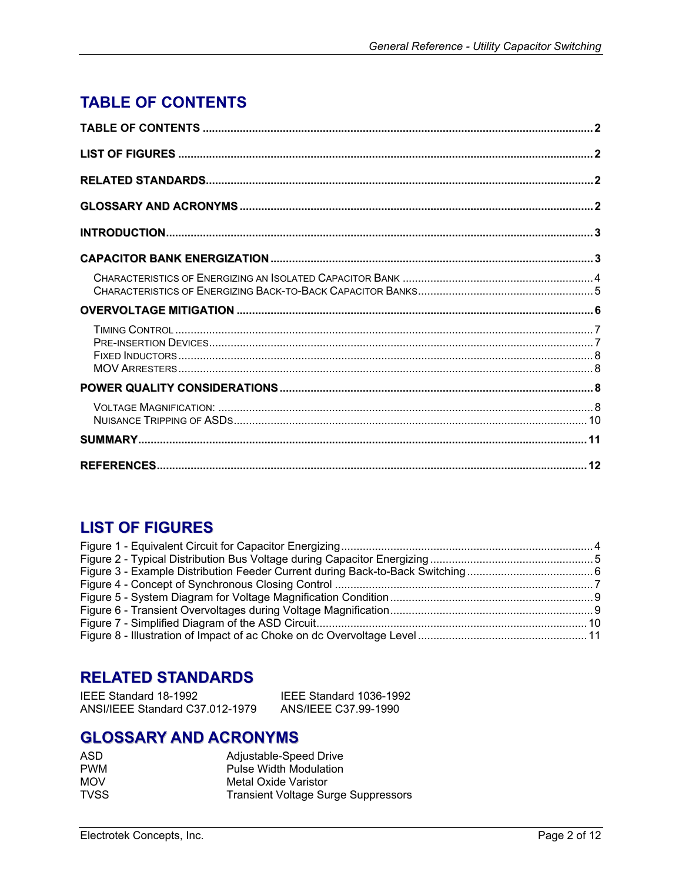## TABLE OF CONTENTS

**TABLE OF CONTENTS** .......... 2

**LIST OF FIGURES** .......... 2

**RELATED STANDARDS** .......... 2

**GLOSSARY AND ACRONYMS** .......... 2

**INTRODUCTION** .......... 3

**CAPACITOR BANK ENERGIZATION** .......... 3

- Characteristics of Energizing an Isolated Capacitor Bank .......... 4
- Characteristics of Energizing Back-to-Back Capacitor Banks .......... 5

**OVERVOLTAGE MITIGATION** .......... 6

- Timing Control .......... 7
- Pre-insertion Devices .......... 7
- Fixed Inductors .......... 8
- MOV Arresters .......... 8

**POWER QUALITY CONSIDERATIONS** .......... 8

- Voltage Magnification: .......... 8
- Nuisance Tripping of ASDs .......... 10

**SUMMARY** .......... 11

**REFERENCES** .......... 12

## LIST OF FIGURES

Figure 1 - Equivalent Circuit for Capacitor Energizing .......... 4
Figure 2 - Typical Distribution Bus Voltage during Capacitor Energizing .......... 5
Figure 3 - Example Distribution Feeder Current during Back-to-Back Switching .......... 6
Figure 4 - Concept of Synchronous Closing Control .......... 7
Figure 5 - System Diagram for Voltage Magnification Condition .......... 9
Figure 6 - Transient Overvoltages during Voltage Magnification .......... 9
Figure 7 - Simplified Diagram of the ASD Circuit .......... 10
Figure 8 - Illustration of Impact of ac Choke on dc Overvoltage Level .......... 11

## RELATED STANDARDS

IEEE Standard 18-1992
ANSI/IEEE Standard C37.012-1979
IEEE Standard 1036-1992
ANS/IEEE C37.99-1990

## GLOSSARY AND ACRONYMS

| | |
|---|---|
| ASD | Adjustable-Speed Drive |
| PWM | Pulse Width Modulation |
| MOV | Metal Oxide Varistor |
| TVSS | Transient Voltage Surge Suppressors |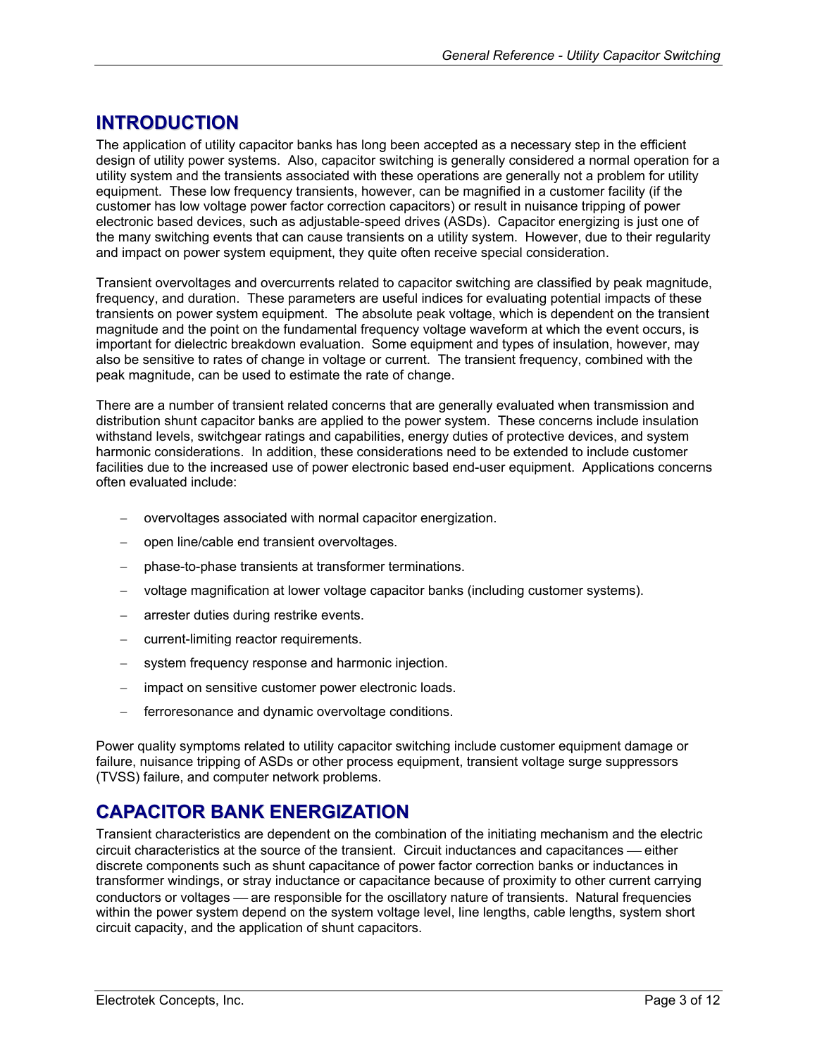# INTRODUCTION

The application of utility capacitor banks has long been accepted as a necessary step in the efficient design of utility power systems. Also, capacitor switching is generally considered a normal operation for a utility system and the transients associated with these operations are generally not a problem for utility equipment. These low frequency transients, however, can be magnified in a customer facility (if the customer has low voltage power factor correction capacitors) or result in nuisance tripping of power electronic based devices, such as adjustable-speed drives (ASDs). Capacitor energizing is just one of the many switching events that can cause transients on a utility system. However, due to their regularity and impact on power system equipment, they quite often receive special consideration.

Transient overvoltages and overcurrents related to capacitor switching are classified by peak magnitude, frequency, and duration. These parameters are useful indices for evaluating potential impacts of these transients on power system equipment. The absolute peak voltage, which is dependent on the transient magnitude and the point on the fundamental frequency voltage waveform at which the event occurs, is important for dielectric breakdown evaluation. Some equipment and types of insulation, however, may also be sensitive to rates of change in voltage or current. The transient frequency, combined with the peak magnitude, can be used to estimate the rate of change.

There are a number of transient related concerns that are generally evaluated when transmission and distribution shunt capacitor banks are applied to the power system. These concerns include insulation withstand levels, switchgear ratings and capabilities, energy duties of protective devices, and system harmonic considerations. In addition, these considerations need to be extended to include customer facilities due to the increased use of power electronic based end-user equipment. Applications concerns often evaluated include:

- overvoltages associated with normal capacitor energization.
- open line/cable end transient overvoltages.
- phase-to-phase transients at transformer terminations.
- voltage magnification at lower voltage capacitor banks (including customer systems).
- arrester duties during restrike events.
- current-limiting reactor requirements.
- system frequency response and harmonic injection.
- impact on sensitive customer power electronic loads.
- ferroresonance and dynamic overvoltage conditions.

Power quality symptoms related to utility capacitor switching include customer equipment damage or failure, nuisance tripping of ASDs or other process equipment, transient voltage surge suppressors (TVSS) failure, and computer network problems.

# CAPACITOR BANK ENERGIZATION

Transient characteristics are dependent on the combination of the initiating mechanism and the electric circuit characteristics at the source of the transient. Circuit inductances and capacitances — either discrete components such as shunt capacitance of power factor correction banks or inductances in transformer windings, or stray inductance or capacitance because of proximity to other current carrying conductors or voltages — are responsible for the oscillatory nature of transients. Natural frequencies within the power system depend on the system voltage level, line lengths, cable lengths, system short circuit capacity, and the application of shunt capacitors.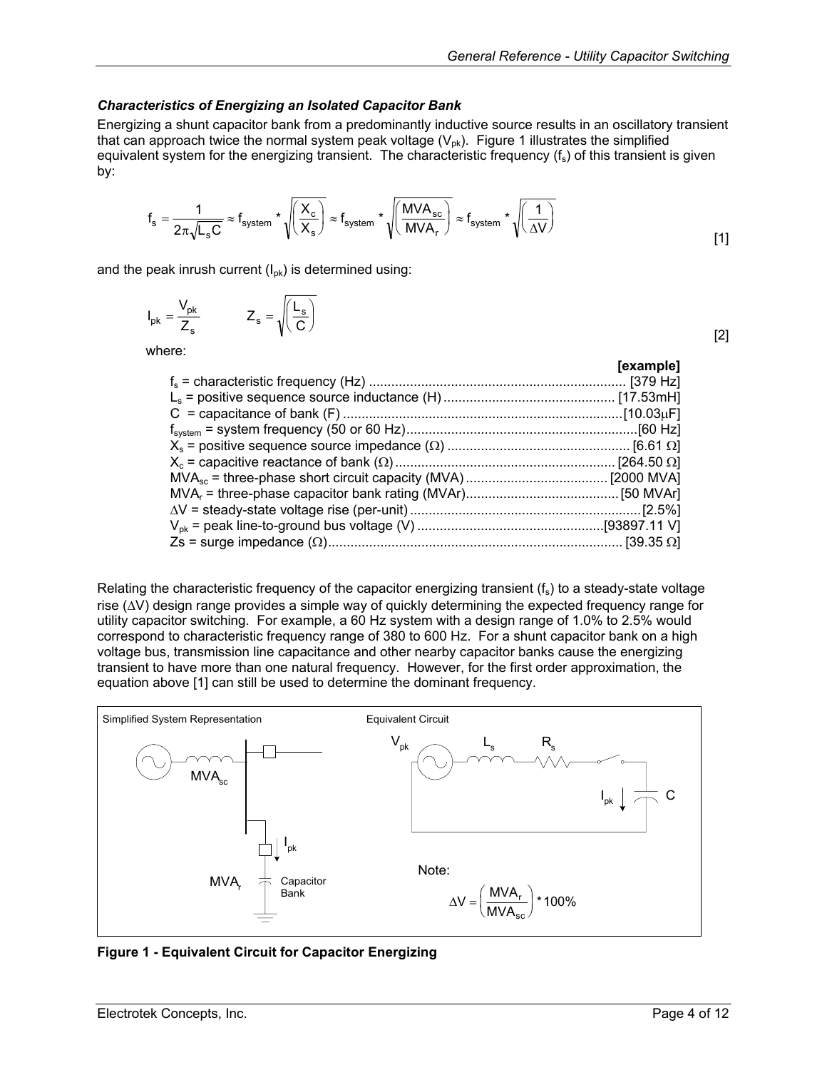### *Characteristics of Energizing an Isolated Capacitor Bank*

Energizing a shunt capacitor bank from a predominantly inductive source results in an oscillatory transient that can approach twice the normal system peak voltage ($V_{pk}$). Figure 1 illustrates the simplified equivalent system for the energizing transient. The characteristic frequency ($f_s$) of this transient is given by:

$$f_s = \frac{1}{2\pi\sqrt{L_s C}} \approx f_{system} * \sqrt{\left(\frac{X_c}{X_s}\right)} \approx f_{system} * \sqrt{\left(\frac{MVA_{sc}}{MVA_r}\right)} \approx f_{system} * \sqrt{\left(\frac{1}{\Delta V}\right)} \qquad [1]$$

and the peak inrush current ($I_{pk}$) is determined using:

$$I_{pk} = \frac{V_{pk}}{Z_s} \qquad Z_s = \sqrt{\left(\frac{L_s}{C}\right)} \qquad [2]$$

where:

| | **[example]** |
|---|---|
| $f_s$ = characteristic frequency (Hz) | [379 Hz] |
| $L_s$ = positive sequence source inductance (H) | [17.53mH] |
| C = capacitance of bank (F) | [10.03μF] |
| $f_{system}$ = system frequency (50 or 60 Hz) | [60 Hz] |
| $X_s$ = positive sequence source impedance (Ω) | [6.61 Ω] |
| $X_c$ = capacitive reactance of bank (Ω) | [264.50 Ω] |
| $MVA_{sc}$ = three-phase short circuit capacity (MVA) | [2000 MVA] |
| $MVA_r$ = three-phase capacitor bank rating (MVAr) | [50 MVAr] |
| ΔV = steady-state voltage rise (per-unit) | [2.5%] |
| $V_{pk}$ = peak line-to-ground bus voltage (V) | [93897.11 V] |
| Zs = surge impedance (Ω) | [39.35 Ω] |

Relating the characteristic frequency of the capacitor energizing transient ($f_s$) to a steady-state voltage rise (ΔV) design range provides a simple way of quickly determining the expected frequency range for utility capacitor switching. For example, a 60 Hz system with a design range of 1.0% to 2.5% would correspond to characteristic frequency range of 380 to 600 Hz. For a shunt capacitor bank on a high voltage bus, transmission line capacitance and other nearby capacitor banks cause the energizing transient to have more than one natural frequency. However, for the first order approximation, the equation above [1] can still be used to determine the dominant frequency.

Simplified System Representation — Equivalent Circuit

Note:

$$\Delta V = \left(\frac{MVA_r}{MVA_{sc}}\right) * 100\%$$

**Figure 1 - Equivalent Circuit for Capacitor Energizing**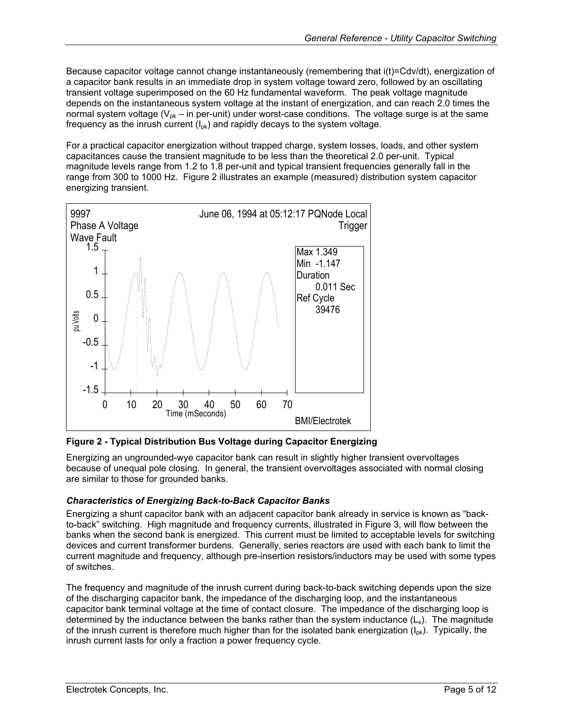Because capacitor voltage cannot change instantaneously (remembering that $i(t)=Cdv/dt$), energization of a capacitor bank results in an immediate drop in system voltage toward zero, followed by an oscillating transient voltage superimposed on the 60 Hz fundamental waveform. The peak voltage magnitude depends on the instantaneous system voltage at the instant of energization, and can reach 2.0 times the normal system voltage ($V_{pk}$ – in per-unit) under worst-case conditions. The voltage surge is at the same frequency as the inrush current ($I_{pk}$) and rapidly decays to the system voltage.

For a practical capacitor energization without trapped charge, system losses, loads, and other system capacitances cause the transient magnitude to be less than the theoretical 2.0 per-unit. Typical magnitude levels range from 1.2 to 1.8 per-unit and typical transient frequencies generally fall in the range from 300 to 1000 Hz. Figure 2 illustrates an example (measured) distribution system capacitor energizing transient.

**Figure 2 - Typical Distribution Bus Voltage during Capacitor Energizing**

Energizing an ungrounded-wye capacitor bank can result in slightly higher transient overvoltages because of unequal pole closing. In general, the transient overvoltages associated with normal closing are similar to those for grounded banks.

### *Characteristics of Energizing Back-to-Back Capacitor Banks*

Energizing a shunt capacitor bank with an adjacent capacitor bank already in service is known as "back-to-back" switching. High magnitude and frequency currents, illustrated in Figure 3, will flow between the banks when the second bank is energized. This current must be limited to acceptable levels for switching devices and current transformer burdens. Generally, series reactors are used with each bank to limit the current magnitude and frequency, although pre-insertion resistors/inductors may be used with some types of switches.

The frequency and magnitude of the inrush current during back-to-back switching depends upon the size of the discharging capacitor bank, the impedance of the discharging loop, and the instantaneous capacitor bank terminal voltage at the time of contact closure. The impedance of the discharging loop is determined by the inductance between the banks rather than the system inductance ($L_s$). The magnitude of the inrush current is therefore much higher than for the isolated bank energization ($I_{pk}$). Typically, the inrush current lasts for only a fraction a power frequency cycle.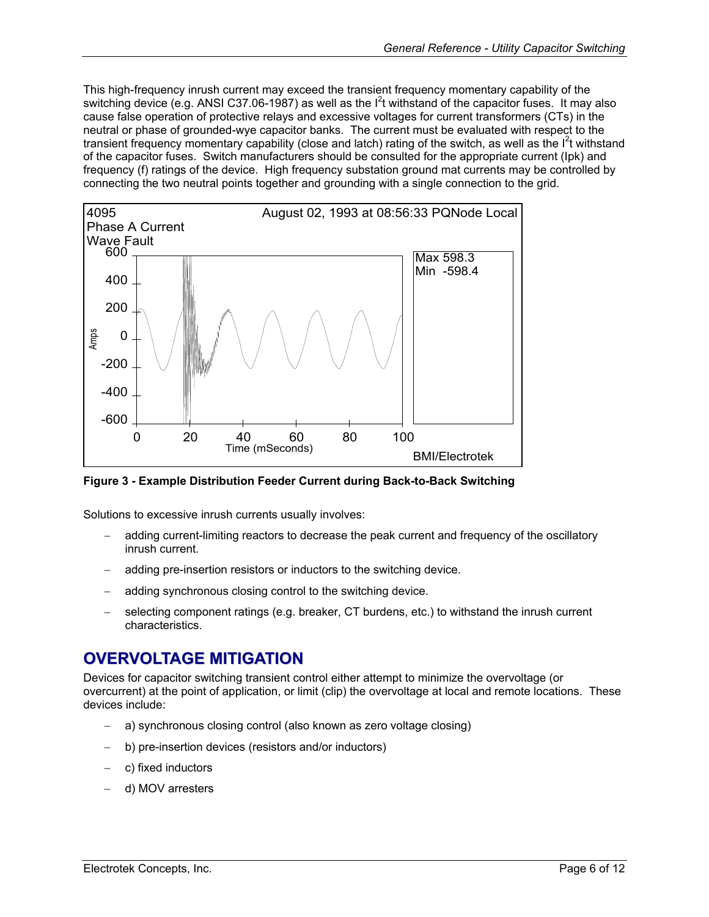This high-frequency inrush current may exceed the transient frequency momentary capability of the switching device (e.g. ANSI C37.06-1987) as well as the $I^2t$ withstand of the capacitor fuses. It may also cause false operation of protective relays and excessive voltages for current transformers (CTs) in the neutral or phase of grounded-wye capacitor banks. The current must be evaluated with respect to the transient frequency momentary capability (close and latch) rating of the switch, as well as the $I^2t$ withstand of the capacitor fuses. Switch manufacturers should be consulted for the appropriate current (Ipk) and frequency (f) ratings of the device. High frequency substation ground mat currents may be controlled by connecting the two neutral points together and grounding with a single connection to the grid.

**Figure 3 - Example Distribution Feeder Current during Back-to-Back Switching**

Solutions to excessive inrush currents usually involves:

- adding current-limiting reactors to decrease the peak current and frequency of the oscillatory inrush current.
- adding pre-insertion resistors or inductors to the switching device.
- adding synchronous closing control to the switching device.
- selecting component ratings (e.g. breaker, CT burdens, etc.) to withstand the inrush current characteristics.

## OVERVOLTAGE MITIGATION

Devices for capacitor switching transient control either attempt to minimize the overvoltage (or overcurrent) at the point of application, or limit (clip) the overvoltage at local and remote locations. These devices include:

- a) synchronous closing control (also known as zero voltage closing)
- b) pre-insertion devices (resistors and/or inductors)
- c) fixed inductors
- d) MOV arresters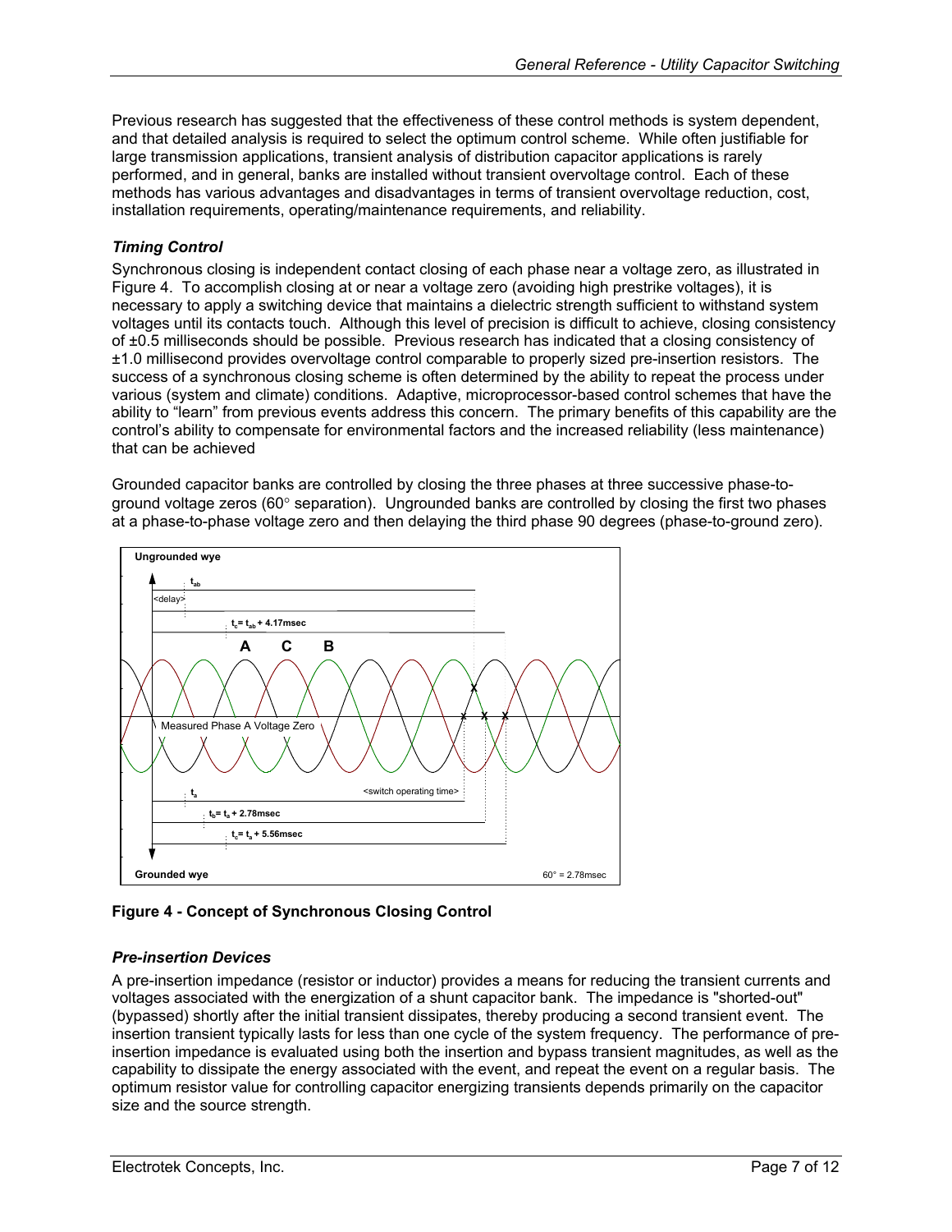Previous research has suggested that the effectiveness of these control methods is system dependent, and that detailed analysis is required to select the optimum control scheme. While often justifiable for large transmission applications, transient analysis of distribution capacitor applications is rarely performed, and in general, banks are installed without transient overvoltage control. Each of these methods has various advantages and disadvantages in terms of transient overvoltage reduction, cost, installation requirements, operating/maintenance requirements, and reliability.

### *Timing Control*

Synchronous closing is independent contact closing of each phase near a voltage zero, as illustrated in Figure 4. To accomplish closing at or near a voltage zero (avoiding high prestrike voltages), it is necessary to apply a switching device that maintains a dielectric strength sufficient to withstand system voltages until its contacts touch. Although this level of precision is difficult to achieve, closing consistency of ±0.5 milliseconds should be possible. Previous research has indicated that a closing consistency of ±1.0 millisecond provides overvoltage control comparable to properly sized pre-insertion resistors. The success of a synchronous closing scheme is often determined by the ability to repeat the process under various (system and climate) conditions. Adaptive, microprocessor-based control schemes that have the ability to "learn" from previous events address this concern. The primary benefits of this capability are the control's ability to compensate for environmental factors and the increased reliability (less maintenance) that can be achieved

Grounded capacitor banks are controlled by closing the three phases at three successive phase-to-ground voltage zeros (60° separation). Ungrounded banks are controlled by closing the first two phases at a phase-to-phase voltage zero and then delaying the third phase 90 degrees (phase-to-ground zero).

Ungrounded wye

$t_{ab}$

<delay>

$t_c = t_{ab}$ + 4.17msec

A C B

Measured Phase A Voltage Zero

$t_a$

<switch operating time>

$t_b = t_a$ + 2.78msec

$t_c = t_a$ + 5.56msec

Grounded wye

60° = 2.78msec

**Figure 4 - Concept of Synchronous Closing Control**

### *Pre-insertion Devices*

A pre-insertion impedance (resistor or inductor) provides a means for reducing the transient currents and voltages associated with the energization of a shunt capacitor bank. The impedance is "shorted-out" (bypassed) shortly after the initial transient dissipates, thereby producing a second transient event. The insertion transient typically lasts for less than one cycle of the system frequency. The performance of pre-insertion impedance is evaluated using both the insertion and bypass transient magnitudes, as well as the capability to dissipate the energy associated with the event, and repeat the event on a regular basis. The optimum resistor value for controlling capacitor energizing transients depends primarily on the capacitor size and the source strength.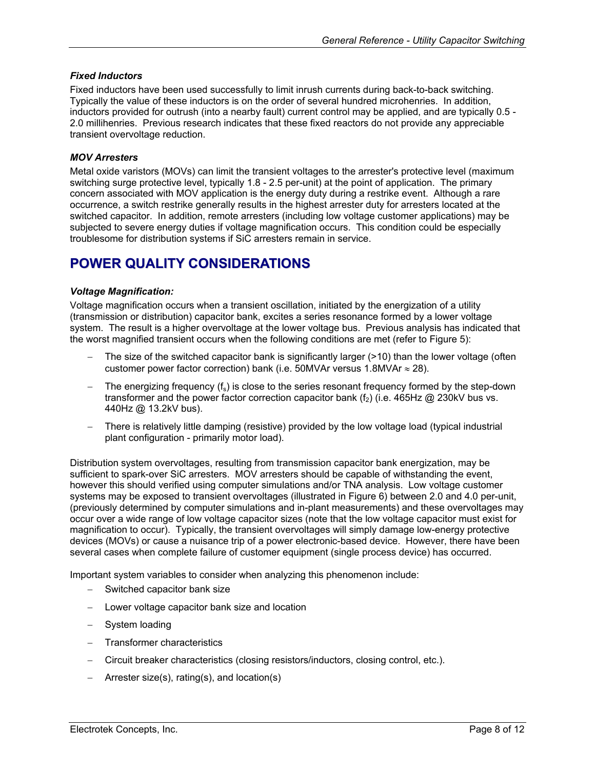### *Fixed Inductors*

Fixed inductors have been used successfully to limit inrush currents during back-to-back switching. Typically the value of these inductors is on the order of several hundred microhenries. In addition, inductors provided for outrush (into a nearby fault) current control may be applied, and are typically 0.5 - 2.0 millihenries. Previous research indicates that these fixed reactors do not provide any appreciable transient overvoltage reduction.

### *MOV Arresters*

Metal oxide varistors (MOVs) can limit the transient voltages to the arrester's protective level (maximum switching surge protective level, typically 1.8 - 2.5 per-unit) at the point of application. The primary concern associated with MOV application is the energy duty during a restrike event. Although a rare occurrence, a switch restrike generally results in the highest arrester duty for arresters located at the switched capacitor. In addition, remote arresters (including low voltage customer applications) may be subjected to severe energy duties if voltage magnification occurs. This condition could be especially troublesome for distribution systems if SiC arresters remain in service.

## POWER QUALITY CONSIDERATIONS

### *Voltage Magnification:*

Voltage magnification occurs when a transient oscillation, initiated by the energization of a utility (transmission or distribution) capacitor bank, excites a series resonance formed by a lower voltage system. The result is a higher overvoltage at the lower voltage bus. Previous analysis has indicated that the worst magnified transient occurs when the following conditions are met (refer to Figure 5):

- The size of the switched capacitor bank is significantly larger (>10) than the lower voltage (often customer power factor correction) bank (i.e. 50MVAr versus 1.8MVAr ≈ 28).
- The energizing frequency ($f_s$) is close to the series resonant frequency formed by the step-down transformer and the power factor correction capacitor bank ($f_2$) (i.e. 465Hz @ 230kV bus vs. 440Hz @ 13.2kV bus).
- There is relatively little damping (resistive) provided by the low voltage load (typical industrial plant configuration - primarily motor load).

Distribution system overvoltages, resulting from transmission capacitor bank energization, may be sufficient to spark-over SiC arresters. MOV arresters should be capable of withstanding the event, however this should verified using computer simulations and/or TNA analysis. Low voltage customer systems may be exposed to transient overvoltages (illustrated in Figure 6) between 2.0 and 4.0 per-unit, (previously determined by computer simulations and in-plant measurements) and these overvoltages may occur over a wide range of low voltage capacitor sizes (note that the low voltage capacitor must exist for magnification to occur). Typically, the transient overvoltages will simply damage low-energy protective devices (MOVs) or cause a nuisance trip of a power electronic-based device. However, there have been several cases when complete failure of customer equipment (single process device) has occurred.

Important system variables to consider when analyzing this phenomenon include:

- Switched capacitor bank size
- Lower voltage capacitor bank size and location
- System loading
- Transformer characteristics
- Circuit breaker characteristics (closing resistors/inductors, closing control, etc.).
- Arrester size(s), rating(s), and location(s)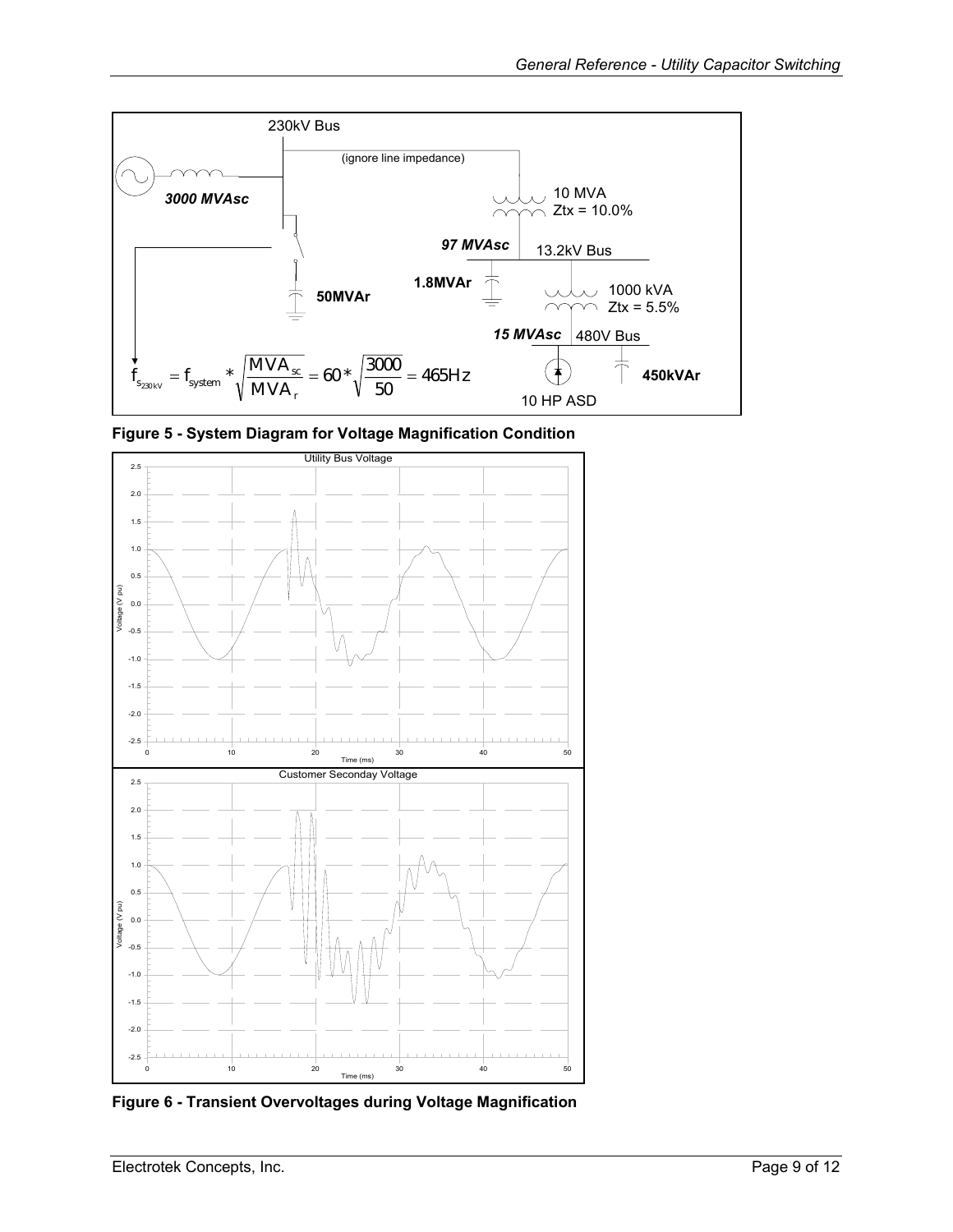230kV Bus

(ignore line impedance)

***3000 MVAsc***

10 MVA
Ztx = 10.0%

***97 MVAsc*** 13.2kV Bus

**1.8MVAr**

**50MVAr**

1000 kVA
Ztx = 5.5%

***15 MVAsc*** 480V Bus

$$f_{s_{230kV}} = f_{system} * \sqrt{\frac{MVA_{sc}}{MVA_r}} = 60 * \sqrt{\frac{3000}{50}} = 465Hz$$

10 HP ASD

**450kVAr**

**Figure 5 - System Diagram for Voltage Magnification Condition**

**Figure 6 - Transient Overvoltages during Voltage Magnification**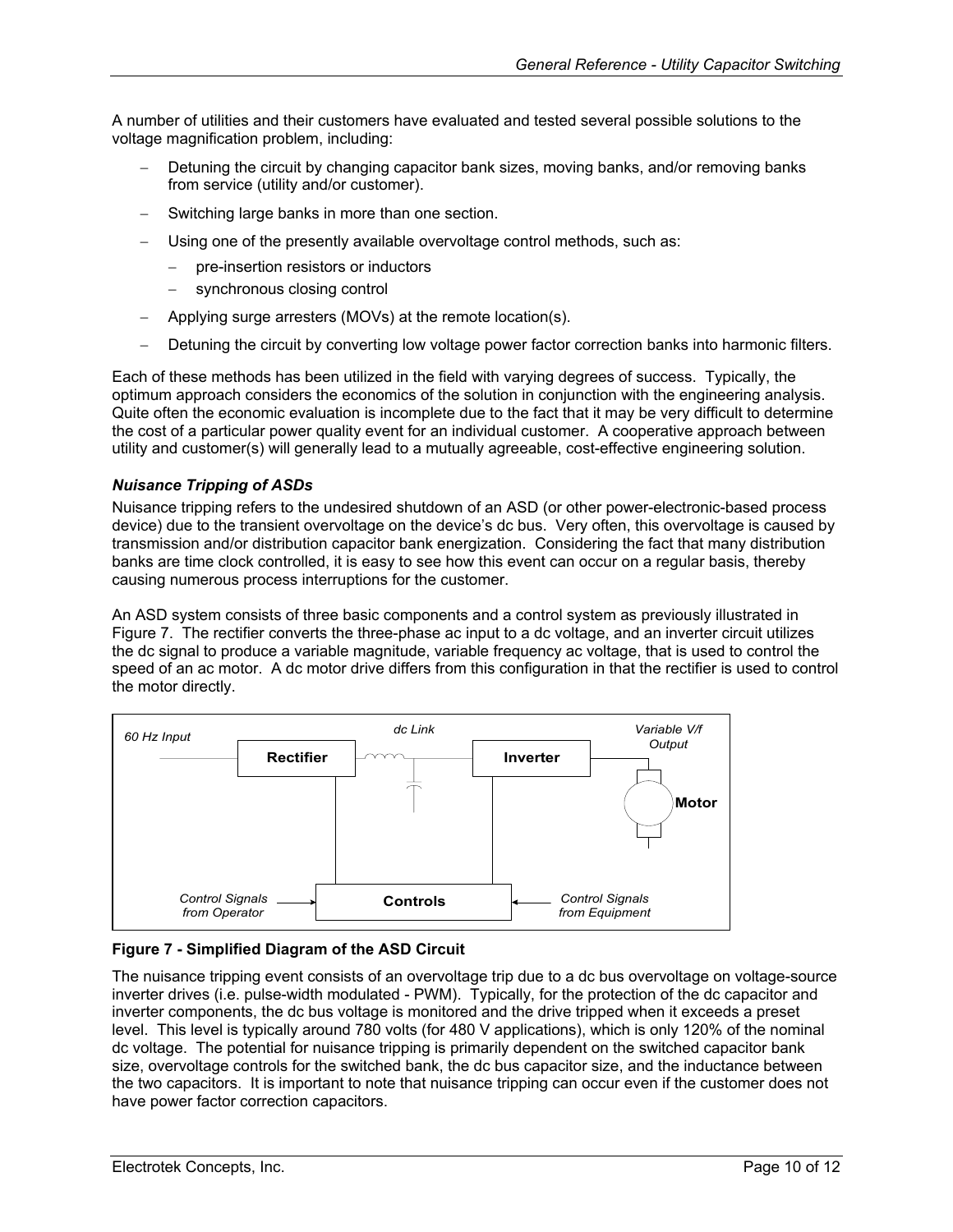A number of utilities and their customers have evaluated and tested several possible solutions to the voltage magnification problem, including:

- Detuning the circuit by changing capacitor bank sizes, moving banks, and/or removing banks from service (utility and/or customer).
- Switching large banks in more than one section.
- Using one of the presently available overvoltage control methods, such as:
  - pre-insertion resistors or inductors
  - synchronous closing control
- Applying surge arresters (MOVs) at the remote location(s).
- Detuning the circuit by converting low voltage power factor correction banks into harmonic filters.

Each of these methods has been utilized in the field with varying degrees of success. Typically, the optimum approach considers the economics of the solution in conjunction with the engineering analysis. Quite often the economic evaluation is incomplete due to the fact that it may be very difficult to determine the cost of a particular power quality event for an individual customer. A cooperative approach between utility and customer(s) will generally lead to a mutually agreeable, cost-effective engineering solution.

### *Nuisance Tripping of ASDs*

Nuisance tripping refers to the undesired shutdown of an ASD (or other power-electronic-based process device) due to the transient overvoltage on the device's dc bus. Very often, this overvoltage is caused by transmission and/or distribution capacitor bank energization. Considering the fact that many distribution banks are time clock controlled, it is easy to see how this event can occur on a regular basis, thereby causing numerous process interruptions for the customer.

An ASD system consists of three basic components and a control system as previously illustrated in Figure 7. The rectifier converts the three-phase ac input to a dc voltage, and an inverter circuit utilizes the dc signal to produce a variable magnitude, variable frequency ac voltage, that is used to control the speed of an ac motor. A dc motor drive differs from this configuration in that the rectifier is used to control the motor directly.

**Figure 7 - Simplified Diagram of the ASD Circuit**

The nuisance tripping event consists of an overvoltage trip due to a dc bus overvoltage on voltage-source inverter drives (i.e. pulse-width modulated - PWM). Typically, for the protection of the dc capacitor and inverter components, the dc bus voltage is monitored and the drive tripped when it exceeds a preset level. This level is typically around 780 volts (for 480 V applications), which is only 120% of the nominal dc voltage. The potential for nuisance tripping is primarily dependent on the switched capacitor bank size, overvoltage controls for the switched bank, the dc bus capacitor size, and the inductance between the two capacitors. It is important to note that nuisance tripping can occur even if the customer does not have power factor correction capacitors.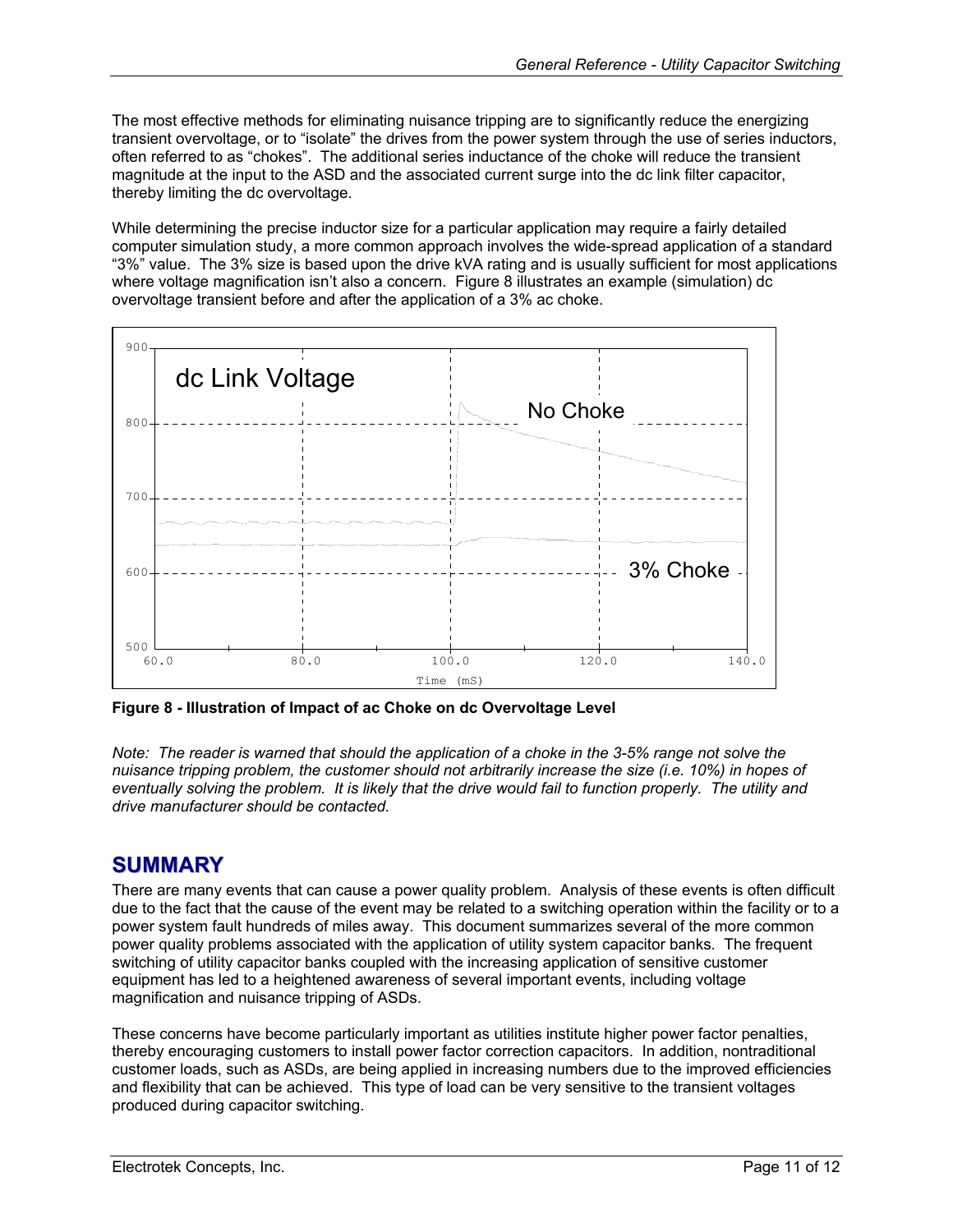The most effective methods for eliminating nuisance tripping are to significantly reduce the energizing transient overvoltage, or to "isolate" the drives from the power system through the use of series inductors, often referred to as "chokes". The additional series inductance of the choke will reduce the transient magnitude at the input to the ASD and the associated current surge into the dc link filter capacitor, thereby limiting the dc overvoltage.

While determining the precise inductor size for a particular application may require a fairly detailed computer simulation study, a more common approach involves the wide-spread application of a standard "3%" value. The 3% size is based upon the drive kVA rating and is usually sufficient for most applications where voltage magnification isn't also a concern. Figure 8 illustrates an example (simulation) dc overvoltage transient before and after the application of a 3% ac choke.

**Figure 8 - Illustration of Impact of ac Choke on dc Overvoltage Level**

*Note: The reader is warned that should the application of a choke in the 3-5% range not solve the nuisance tripping problem, the customer should not arbitrarily increase the size (i.e. 10%) in hopes of eventually solving the problem. It is likely that the drive would fail to function properly. The utility and drive manufacturer should be contacted.*

## SUMMARY

There are many events that can cause a power quality problem. Analysis of these events is often difficult due to the fact that the cause of the event may be related to a switching operation within the facility or to a power system fault hundreds of miles away. This document summarizes several of the more common power quality problems associated with the application of utility system capacitor banks. The frequent switching of utility capacitor banks coupled with the increasing application of sensitive customer equipment has led to a heightened awareness of several important events, including voltage magnification and nuisance tripping of ASDs.

These concerns have become particularly important as utilities institute higher power factor penalties, thereby encouraging customers to install power factor correction capacitors. In addition, nontraditional customer loads, such as ASDs, are being applied in increasing numbers due to the improved efficiencies and flexibility that can be achieved. This type of load can be very sensitive to the transient voltages produced during capacitor switching.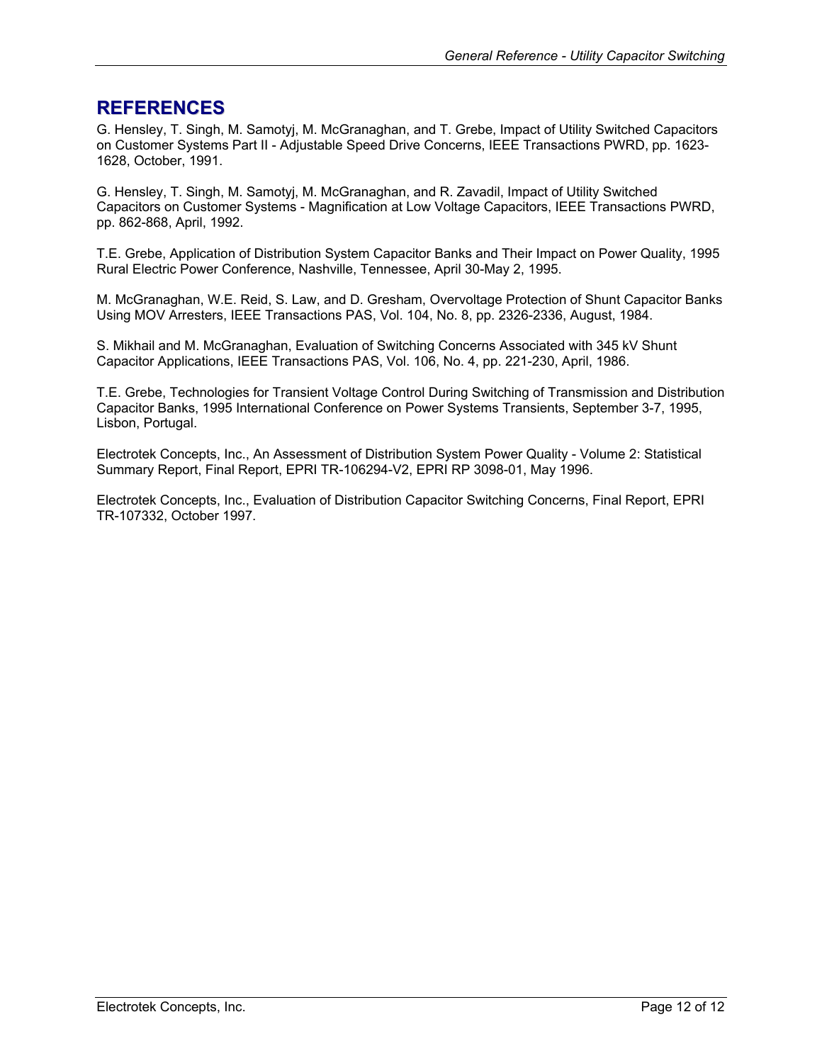# REFERENCES

G. Hensley, T. Singh, M. Samotyj, M. McGranaghan, and T. Grebe, Impact of Utility Switched Capacitors on Customer Systems Part II - Adjustable Speed Drive Concerns, IEEE Transactions PWRD, pp. 1623-1628, October, 1991.

G. Hensley, T. Singh, M. Samotyj, M. McGranaghan, and R. Zavadil, Impact of Utility Switched Capacitors on Customer Systems - Magnification at Low Voltage Capacitors, IEEE Transactions PWRD, pp. 862-868, April, 1992.

T.E. Grebe, Application of Distribution System Capacitor Banks and Their Impact on Power Quality, 1995 Rural Electric Power Conference, Nashville, Tennessee, April 30-May 2, 1995.

M. McGranaghan, W.E. Reid, S. Law, and D. Gresham, Overvoltage Protection of Shunt Capacitor Banks Using MOV Arresters, IEEE Transactions PAS, Vol. 104, No. 8, pp. 2326-2336, August, 1984.

S. Mikhail and M. McGranaghan, Evaluation of Switching Concerns Associated with 345 kV Shunt Capacitor Applications, IEEE Transactions PAS, Vol. 106, No. 4, pp. 221-230, April, 1986.

T.E. Grebe, Technologies for Transient Voltage Control During Switching of Transmission and Distribution Capacitor Banks, 1995 International Conference on Power Systems Transients, September 3-7, 1995, Lisbon, Portugal.

Electrotek Concepts, Inc., An Assessment of Distribution System Power Quality - Volume 2: Statistical Summary Report, Final Report, EPRI TR-106294-V2, EPRI RP 3098-01, May 1996.

Electrotek Concepts, Inc., Evaluation of Distribution Capacitor Switching Concerns, Final Report, EPRI TR-107332, October 1997.